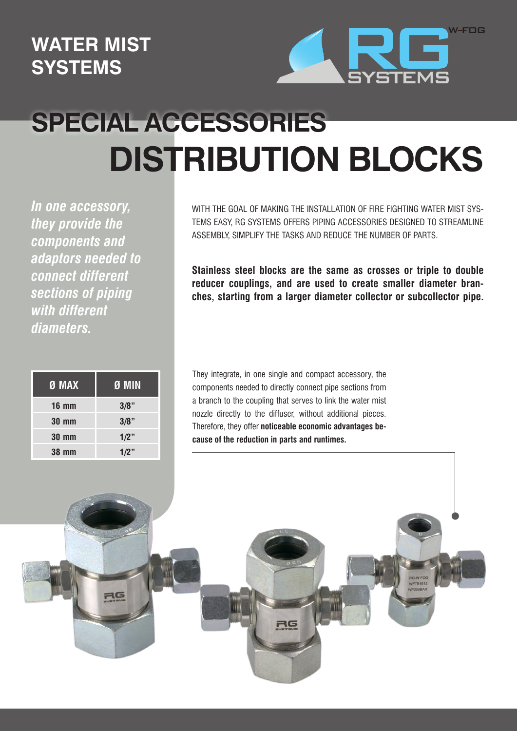# WATER MIST SYSTEMS

## SPECIAL ACCESSORIES

# DISTRIBUTION BLOCKS

***In one accessory, they provide the components and adaptors needed to connect different sections of piping with different diameters.***

WITH THE GOAL OF MAKING THE INSTALLATION OF FIRE FIGHTING WATER MIST SYSTEMS EASY, RG SYSTEMS OFFERS PIPING ACCESSORIES DESIGNED TO STREAMLINE ASSEMBLY, SIMPLIFY THE TASKS AND REDUCE THE NUMBER OF PARTS.

**Stainless steel blocks are the same as crosses or triple to double reducer couplings, and are used to create smaller diameter branches, starting from a larger diameter collector or subcollector pipe.**

| Ø MAX | Ø MIN |
|---|---|
| 16 mm | 3/8" |
| 30 mm | 3/8" |
| 30 mm | 1/2" |
| 38 mm | 1/2" |

They integrate, in one single and compact accessory, the components needed to directly connect pipe sections from a branch to the coupling that serves to link the water mist nozzle directly to the diffuser, without additional pieces. Therefore, they offer **noticeable economic advantages because of the reduction in parts and runtimes.**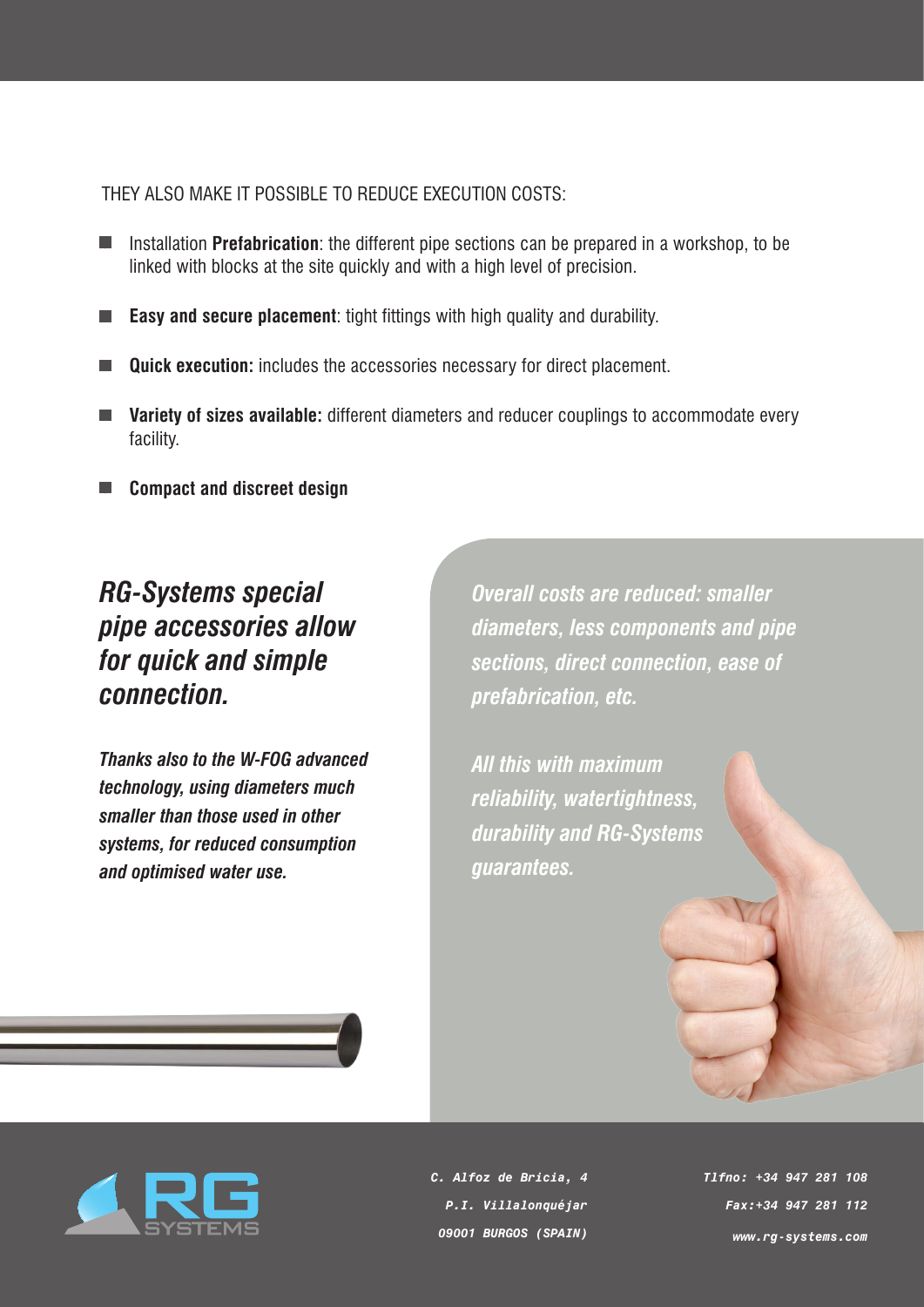THEY ALSO MAKE IT POSSIBLE TO REDUCE EXECUTION COSTS:

- Installation **Prefabrication**: the different pipe sections can be prepared in a workshop, to be linked with blocks at the site quickly and with a high level of precision.
- **Easy and secure placement**: tight fittings with high quality and durability.
- **Quick execution:** includes the accessories necessary for direct placement.
- **Variety of sizes available:** different diameters and reducer couplings to accommodate every facility.
- **Compact and discreet design**

## *RG-Systems special pipe accessories allow for quick and simple connection.*

***Thanks also to the W-FOG advanced technology, using diameters much smaller than those used in other systems, for reduced consumption and optimised water use.***

***Overall costs are reduced: smaller diameters, less components and pipe sections, direct connection, ease of prefabrication, etc.***

***All this with maximum reliability, watertightness, durability and RG-Systems guarantees.***

RG SYSTEMS

C. Alfoz de Bricia, 4
P.I. Villalonquéjar
09001 BURGOS (SPAIN)

Tlfno: +34 947 281 108
Fax:+34 947 281 112
www.rg-systems.com